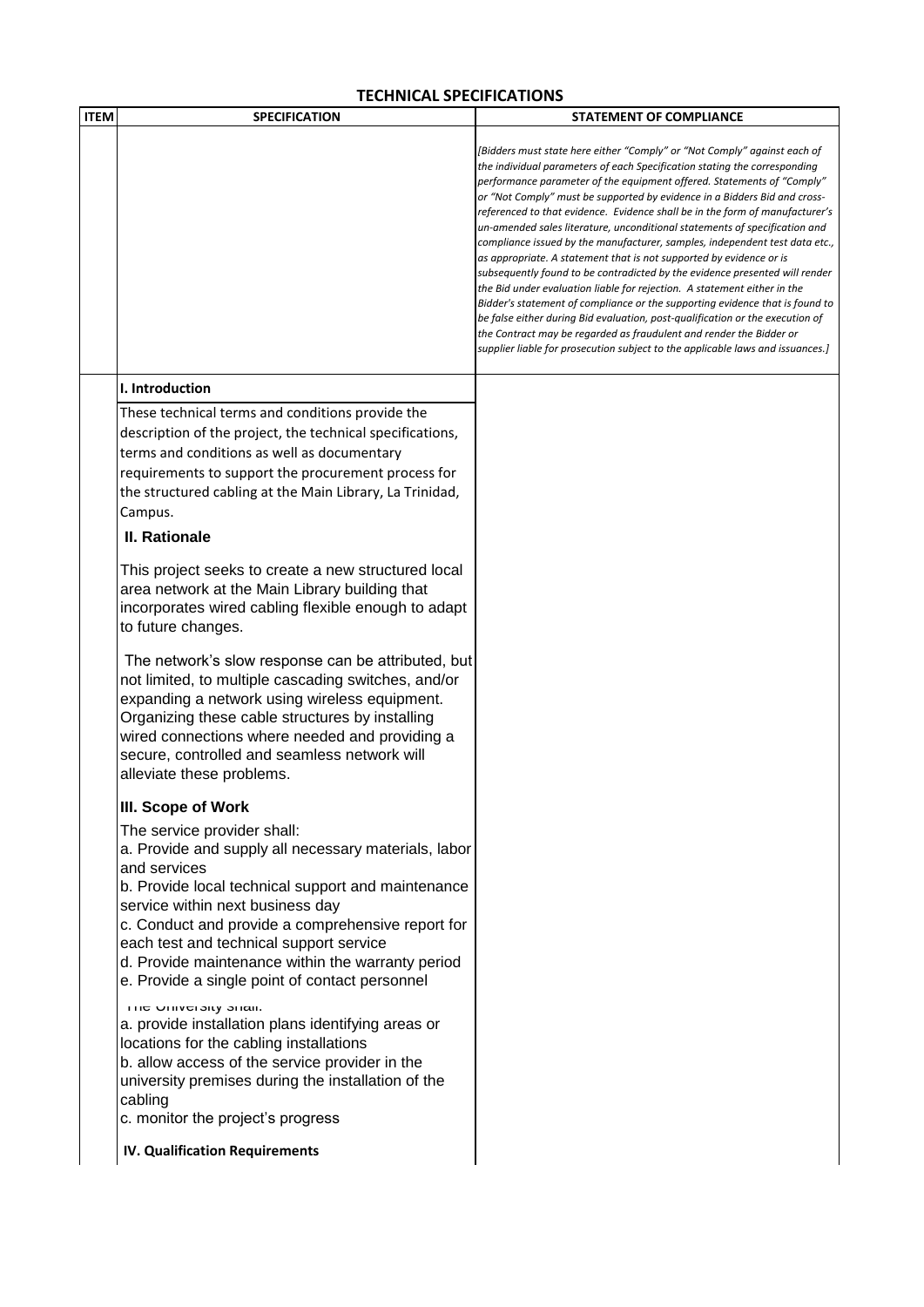# TECHNICAL SPECIFICATIONS

| ITEM | SPECIFICATION | STATEMENT OF COMPLIANCE |
|---|---|---|
| | | *[Bidders must state here either "Comply" or "Not Comply" against each of the individual parameters of each Specification stating the corresponding performance parameter of the equipment offered. Statements of "Comply" or "Not Comply" must be supported by evidence in a Bidders Bid and cross-referenced to that evidence. Evidence shall be in the form of manufacturer's un-amended sales literature, unconditional statements of specification and compliance issued by the manufacturer, samples, independent test data etc., as appropriate. A statement that is not supported by evidence or is subsequently found to be contradicted by the evidence presented will render the Bid under evaluation liable for rejection. A statement either in the Bidder's statement of compliance or the supporting evidence that is found to be false either during Bid evaluation, post-qualification or the execution of the Contract may be regarded as fraudulent and render the Bidder or supplier liable for prosecution subject to the applicable laws and issuances.]* |
| | **I. Introduction** | |
| | These technical terms and conditions provide the description of the project, the technical specifications, terms and conditions as well as documentary requirements to support the procurement process for the structured cabling at the Main Library, La Trinidad, Campus. | |
| | **II. Rationale** | |
| | This project seeks to create a new structured local area network at the Main Library building that incorporates wired cabling flexible enough to adapt to future changes. | |
| | The network's slow response can be attributed, but not limited, to multiple cascading switches, and/or expanding a network using wireless equipment. Organizing these cable structures by installing wired connections where needed and providing a secure, controlled and seamless network will alleviate these problems. | |
| | **III. Scope of Work** | |
| | The service provider shall:<br>a. Provide and supply all necessary materials, labor and services<br>b. Provide local technical support and maintenance service within next business day<br>c. Conduct and provide a comprehensive report for each test and technical support service<br>d. Provide maintenance within the warranty period<br>e. Provide a single point of contact personnel | |
| | The University shall:<br>a. provide installation plans identifying areas or locations for the cabling installations<br>b. allow access of the service provider in the university premises during the installation of the cabling<br>c. monitor the project's progress | |
| | **IV. Qualification Requirements** | |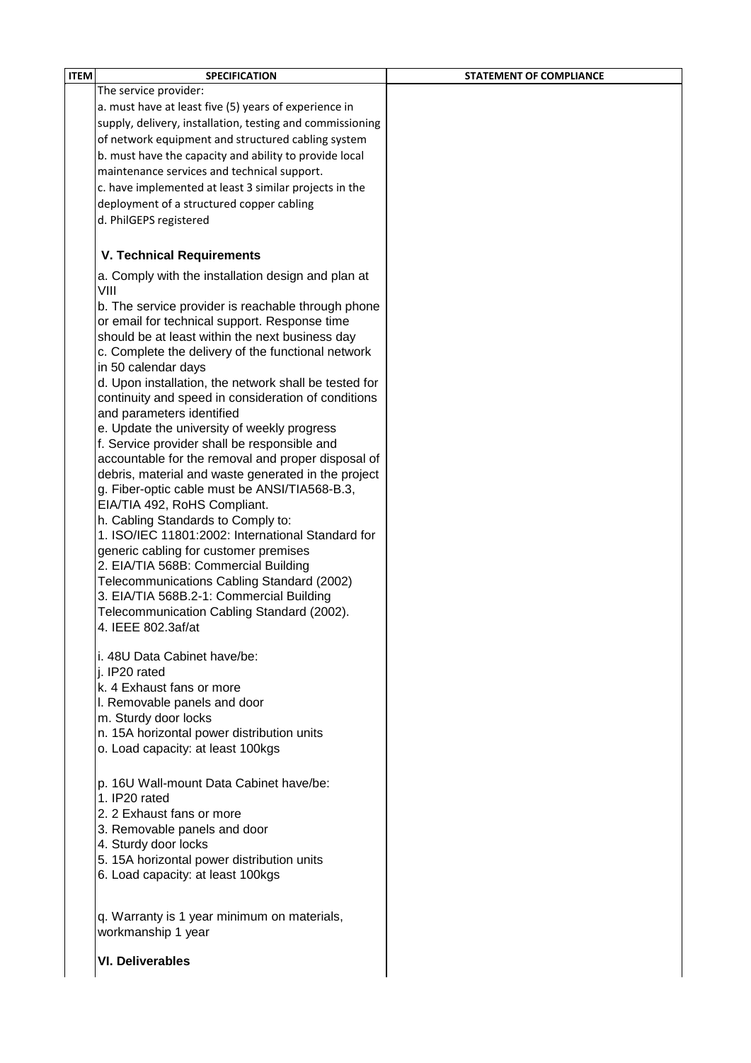| ITEM | SPECIFICATION | STATEMENT OF COMPLIANCE |
|---|---|---|
| | The service provider:<br>a. must have at least five (5) years of experience in supply, delivery, installation, testing and commissioning of network equipment and structured cabling system<br>b. must have the capacity and ability to provide local maintenance services and technical support.<br>c. have implemented at least 3 similar projects in the deployment of a structured copper cabling<br>d. PhilGEPS registered | |
| | **V. Technical Requirements** | |
| | a. Comply with the installation design and plan at VIII<br>b. The service provider is reachable through phone or email for technical support. Response time should be at least within the next business day<br>c. Complete the delivery of the functional network in 50 calendar days<br>d. Upon installation, the network shall be tested for continuity and speed in consideration of conditions and parameters identified<br>e. Update the university of weekly progress<br>f. Service provider shall be responsible and accountable for the removal and proper disposal of debris, material and waste generated in the project<br>g. Fiber-optic cable must be ANSI/TIA568-B.3, EIA/TIA 492, RoHS Compliant.<br>h. Cabling Standards to Comply to:<br>1. ISO/IEC 11801:2002: International Standard for generic cabling for customer premises<br>2. EIA/TIA 568B: Commercial Building Telecommunications Cabling Standard (2002)<br>3. EIA/TIA 568B.2-1: Commercial Building Telecommunication Cabling Standard (2002).<br>4. IEEE 802.3af/at | |
| | i. 48U Data Cabinet have/be:<br>j. IP20 rated<br>k. 4 Exhaust fans or more<br>l. Removable panels and door<br>m. Sturdy door locks<br>n. 15A horizontal power distribution units<br>o. Load capacity: at least 100kgs | |
| | p. 16U Wall-mount Data Cabinet have/be:<br>1. IP20 rated<br>2. 2 Exhaust fans or more<br>3. Removable panels and door<br>4. Sturdy door locks<br>5. 15A horizontal power distribution units<br>6. Load capacity: at least 100kgs | |
| | q. Warranty is 1 year minimum on materials, workmanship 1 year | |
| | **VI. Deliverables** | |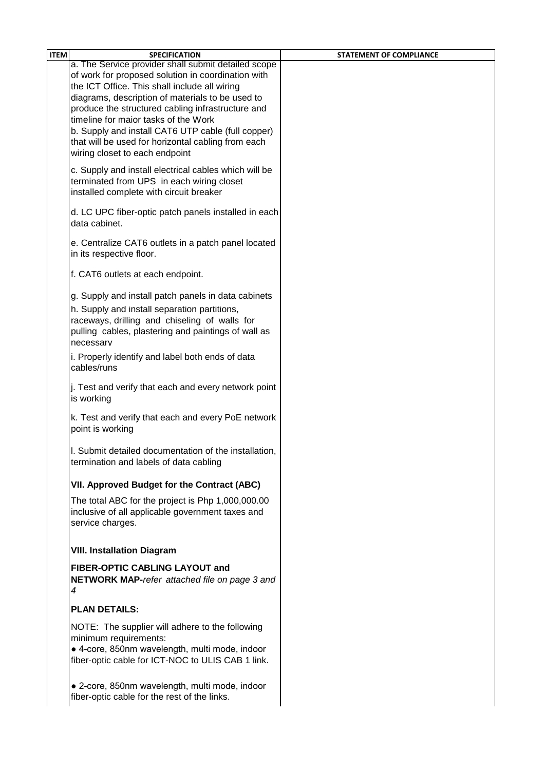| ITEM | SPECIFICATION | STATEMENT OF COMPLIANCE |
|---|---|---|
| | a. The Service provider shall submit detailed scope of work for proposed solution in coordination with the ICT Office. This shall include all wiring diagrams, description of materials to be used to produce the structured cabling infrastructure and timeline for maior tasks of the Work<br>b. Supply and install CAT6 UTP cable (full copper) that will be used for horizontal cabling from each wiring closet to each endpoint<br><br>c. Supply and install electrical cables which will be terminated from UPS in each wiring closet installed complete with circuit breaker<br><br>d. LC UPC fiber-optic patch panels installed in each data cabinet.<br><br>e. Centralize CAT6 outlets in a patch panel located in its respective floor.<br><br>f. CAT6 outlets at each endpoint.<br><br>g. Supply and install patch panels in data cabinets<br>h. Supply and install separation partitions, raceways, drilling and chiseling of walls for pulling cables, plastering and paintings of wall as necessarv<br>i. Properly identify and label both ends of data cables/runs<br><br>j. Test and verify that each and every network point is working<br><br>k. Test and verify that each and every PoE network point is working<br><br>l. Submit detailed documentation of the installation, termination and labels of data cabling<br><br>**VII. Approved Budget for the Contract (ABC)**<br><br>The total ABC for the project is Php 1,000,000.00 inclusive of all applicable government taxes and service charges.<br><br>**VIII. Installation Diagram**<br><br>**FIBER-OPTIC CABLING LAYOUT and NETWORK MAP-***refer attached file on page 3 and 4*<br><br>**PLAN DETAILS:**<br><br>NOTE: The supplier will adhere to the following minimum requirements:<br>● 4-core, 850nm wavelength, multi mode, indoor fiber-optic cable for ICT-NOC to ULIS CAB 1 link.<br><br>● 2-core, 850nm wavelength, multi mode, indoor fiber-optic cable for the rest of the links. | |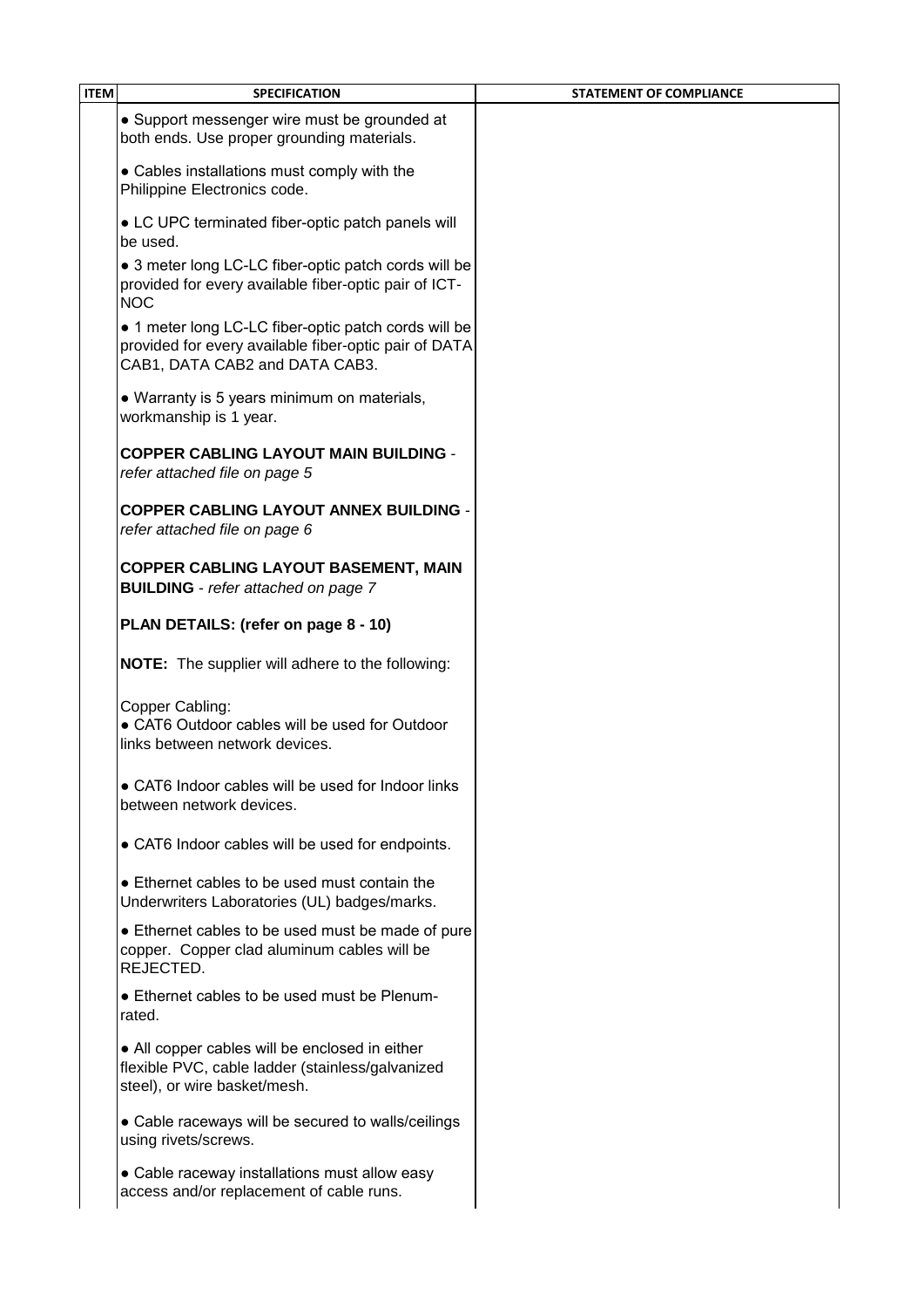| ITEM | SPECIFICATION | STATEMENT OF COMPLIANCE |
|---|---|---|
| | • Support messenger wire must be grounded at both ends. Use proper grounding materials.<br><br>• Cables installations must comply with the Philippine Electronics code.<br><br>• LC UPC terminated fiber-optic patch panels will be used.<br><br>• 3 meter long LC-LC fiber-optic patch cords will be provided for every available fiber-optic pair of ICT-NOC<br><br>• 1 meter long LC-LC fiber-optic patch cords will be provided for every available fiber-optic pair of DATA CAB1, DATA CAB2 and DATA CAB3.<br><br>• Warranty is 5 years minimum on materials, workmanship is 1 year.<br><br>**COPPER CABLING LAYOUT MAIN BUILDING** - *refer attached file on page 5*<br><br>**COPPER CABLING LAYOUT ANNEX BUILDING** - *refer attached file on page 6*<br><br>**COPPER CABLING LAYOUT BASEMENT, MAIN BUILDING** - *refer attached on page 7*<br><br>**PLAN DETAILS: (refer on page 8 - 10)**<br><br>**NOTE:** The supplier will adhere to the following:<br><br>Copper Cabling:<br>• CAT6 Outdoor cables will be used for Outdoor links between network devices.<br><br>• CAT6 Indoor cables will be used for Indoor links between network devices.<br><br>• CAT6 Indoor cables will be used for endpoints.<br><br>• Ethernet cables to be used must contain the Underwriters Laboratories (UL) badges/marks.<br><br>• Ethernet cables to be used must be made of pure copper. Copper clad aluminum cables will be REJECTED.<br><br>• Ethernet cables to be used must be Plenum-rated.<br><br>• All copper cables will be enclosed in either flexible PVC, cable ladder (stainless/galvanized steel), or wire basket/mesh.<br><br>• Cable raceways will be secured to walls/ceilings using rivets/screws.<br><br>• Cable raceway installations must allow easy access and/or replacement of cable runs. | |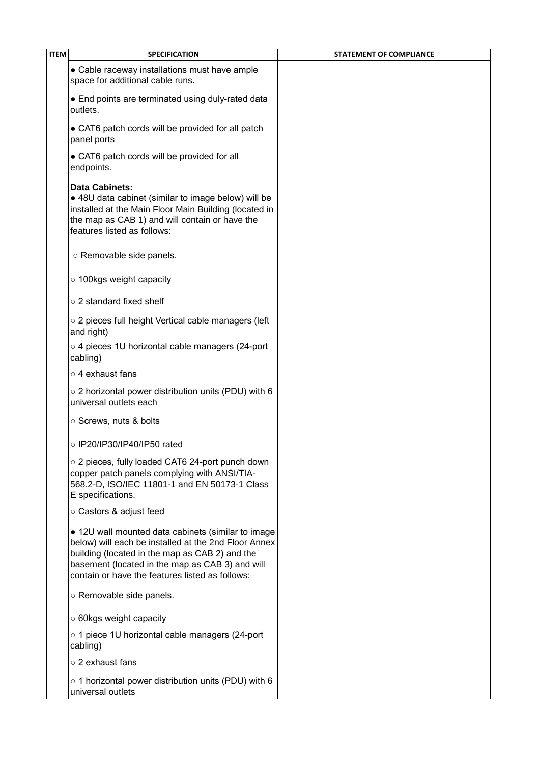| ITEM | SPECIFICATION | STATEMENT OF COMPLIANCE |
|---|---|---|
| | ● Cable raceway installations must have ample space for additional cable runs.<br><br>● End points are terminated using duly-rated data outlets.<br><br>● CAT6 patch cords will be provided for all patch panel ports<br><br>● CAT6 patch cords will be provided for all endpoints.<br><br>**Data Cabinets:**<br>● 48U data cabinet (similar to image below) will be installed at the Main Floor Main Building (located in the map as CAB 1) and will contain or have the features listed as follows:<br><br>○ Removable side panels.<br><br>○ 100kgs weight capacity<br><br>○ 2 standard fixed shelf<br><br>○ 2 pieces full height Vertical cable managers (left and right)<br><br>○ 4 pieces 1U horizontal cable managers (24-port cabling)<br><br>○ 4 exhaust fans<br><br>○ 2 horizontal power distribution units (PDU) with 6 universal outlets each<br><br>○ Screws, nuts & bolts<br><br>○ IP20/IP30/IP40/IP50 rated<br><br>○ 2 pieces, fully loaded CAT6 24-port punch down copper patch panels complying with ANSI/TIA-568.2-D, ISO/IEC 11801-1 and EN 50173-1 Class E specifications.<br><br>○ Castors & adjust feed<br><br>● 12U wall mounted data cabinets (similar to image below) will each be installed at the 2nd Floor Annex building (located in the map as CAB 2) and the basement (located in the map as CAB 3) and will contain or have the features listed as follows:<br><br>○ Removable side panels.<br><br>○ 60kgs weight capacity<br><br>○ 1 piece 1U horizontal cable managers (24-port cabling)<br><br>○ 2 exhaust fans<br><br>○ 1 horizontal power distribution units (PDU) with 6 universal outlets | |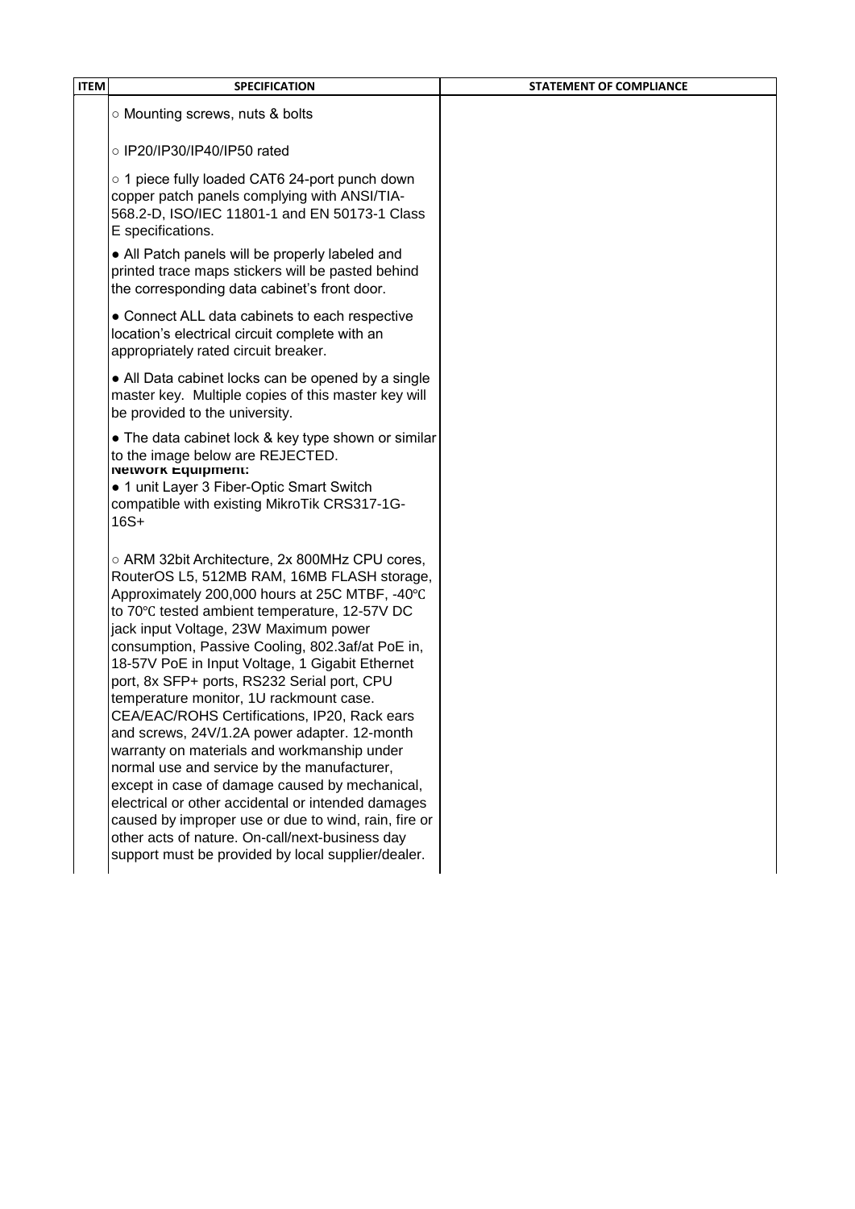| ITEM | SPECIFICATION | STATEMENT OF COMPLIANCE |
|---|---|---|
| | ○ Mounting screws, nuts & bolts<br><br>○ IP20/IP30/IP40/IP50 rated<br><br>○ 1 piece fully loaded CAT6 24-port punch down copper patch panels complying with ANSI/TIA-568.2-D, ISO/IEC 11801-1 and EN 50173-1 Class E specifications.<br><br>● All Patch panels will be properly labeled and printed trace maps stickers will be pasted behind the corresponding data cabinet's front door.<br><br>● Connect ALL data cabinets to each respective location's electrical circuit complete with an appropriately rated circuit breaker.<br><br>● All Data cabinet locks can be opened by a single master key. Multiple copies of this master key will be provided to the university.<br><br>● The data cabinet lock & key type shown or similar to the image below are REJECTED.<br>**Network Equipment:**<br>● 1 unit Layer 3 Fiber-Optic Smart Switch compatible with existing MikroTik CRS317-1G-16S+<br><br>○ ARM 32bit Architecture, 2x 800MHz CPU cores, RouterOS L5, 512MB RAM, 16MB FLASH storage, Approximately 200,000 hours at 25C MTBF, -40℃ to 70℃ tested ambient temperature, 12-57V DC jack input Voltage, 23W Maximum power consumption, Passive Cooling, 802.3af/at PoE in, 18-57V PoE in Input Voltage, 1 Gigabit Ethernet port, 8x SFP+ ports, RS232 Serial port, CPU temperature monitor, 1U rackmount case. CEA/EAC/ROHS Certifications, IP20, Rack ears and screws, 24V/1.2A power adapter. 12-month warranty on materials and workmanship under normal use and service by the manufacturer, except in case of damage caused by mechanical, electrical or other accidental or intended damages caused by improper use or due to wind, rain, fire or other acts of nature. On-call/next-business day support must be provided by local supplier/dealer. | |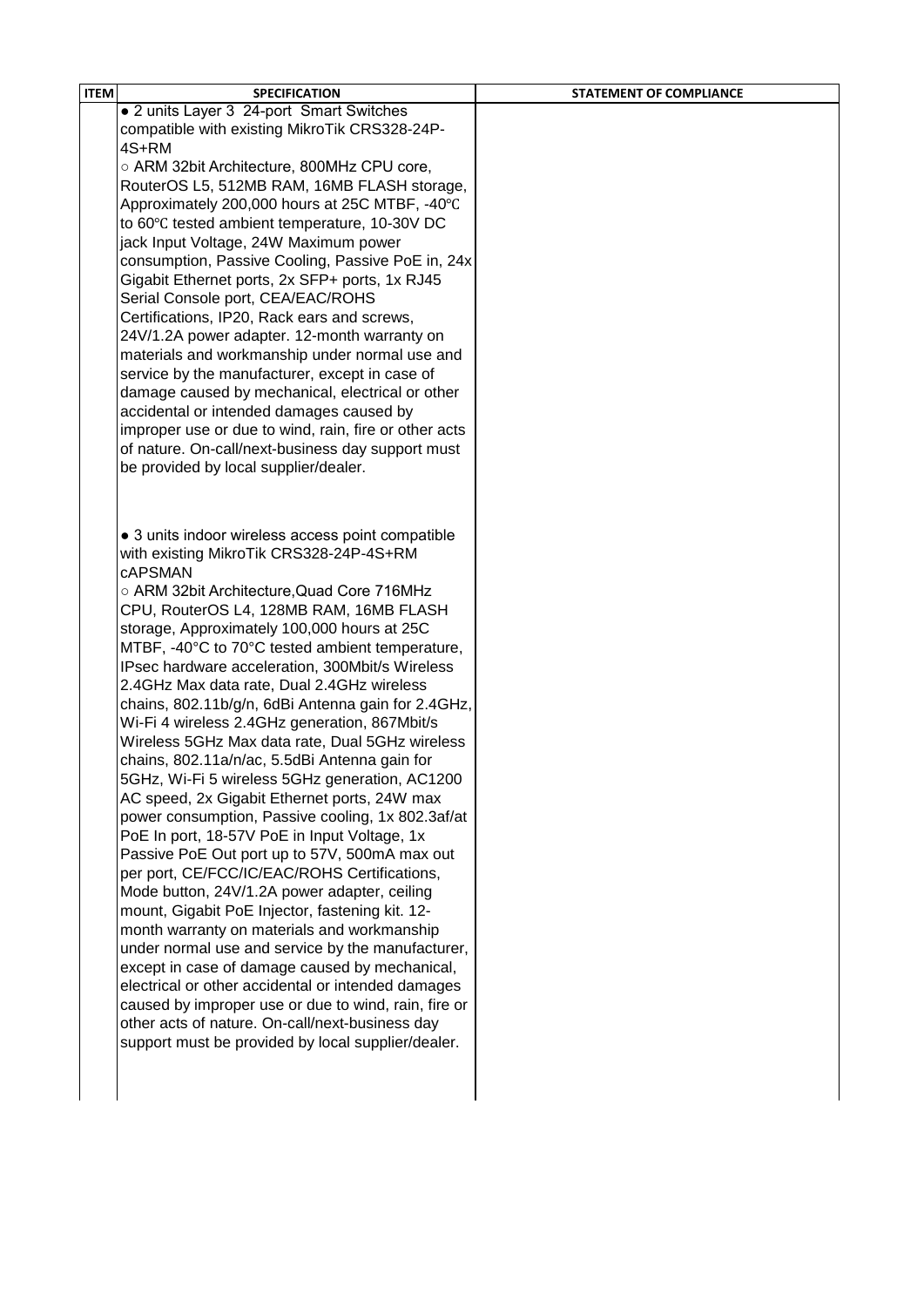| ITEM | SPECIFICATION | STATEMENT OF COMPLIANCE |
|---|---|---|
| | ● 2 units Layer 3 24-port Smart Switches compatible with existing MikroTik CRS328-24P-4S+RM<br>○ ARM 32bit Architecture, 800MHz CPU core, RouterOS L5, 512MB RAM, 16MB FLASH storage, Approximately 200,000 hours at 25C MTBF, -40℃ to 60℃ tested ambient temperature, 10-30V DC jack Input Voltage, 24W Maximum power consumption, Passive Cooling, Passive PoE in, 24x Gigabit Ethernet ports, 2x SFP+ ports, 1x RJ45 Serial Console port, CEA/EAC/ROHS Certifications, IP20, Rack ears and screws, 24V/1.2A power adapter. 12-month warranty on materials and workmanship under normal use and service by the manufacturer, except in case of damage caused by mechanical, electrical or other accidental or intended damages caused by improper use or due to wind, rain, fire or other acts of nature. On-call/next-business day support must be provided by local supplier/dealer.<br><br>● 3 units indoor wireless access point compatible with existing MikroTik CRS328-24P-4S+RM cAPSMAN<br>○ ARM 32bit Architecture,Quad Core 716MHz CPU, RouterOS L4, 128MB RAM, 16MB FLASH storage, Approximately 100,000 hours at 25C MTBF, -40°C to 70°C tested ambient temperature, IPsec hardware acceleration, 300Mbit/s Wireless 2.4GHz Max data rate, Dual 2.4GHz wireless chains, 802.11b/g/n, 6dBi Antenna gain for 2.4GHz, Wi-Fi 4 wireless 2.4GHz generation, 867Mbit/s Wireless 5GHz Max data rate, Dual 5GHz wireless chains, 802.11a/n/ac, 5.5dBi Antenna gain for 5GHz, Wi-Fi 5 wireless 5GHz generation, AC1200 AC speed, 2x Gigabit Ethernet ports, 24W max power consumption, Passive cooling, 1x 802.3af/at PoE In port, 18-57V PoE in Input Voltage, 1x Passive PoE Out port up to 57V, 500mA max out per port, CE/FCC/IC/EAC/ROHS Certifications, Mode button, 24V/1.2A power adapter, ceiling mount, Gigabit PoE Injector, fastening kit. 12-month warranty on materials and workmanship under normal use and service by the manufacturer, except in case of damage caused by mechanical, electrical or other accidental or intended damages caused by improper use or due to wind, rain, fire or other acts of nature. On-call/next-business day support must be provided by local supplier/dealer. | |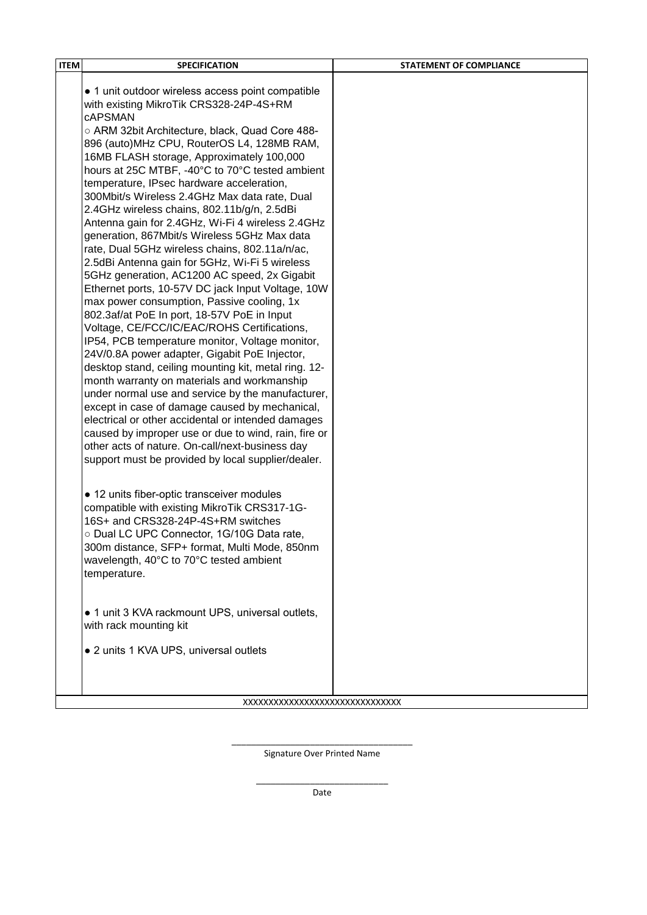| ITEM | SPECIFICATION | STATEMENT OF COMPLIANCE |
|---|---|---|
| | ● 1 unit outdoor wireless access point compatible with existing MikroTik CRS328-24P-4S+RM cAPSMAN<br>○ ARM 32bit Architecture, black, Quad Core 488-896 (auto)MHz CPU, RouterOS L4, 128MB RAM, 16MB FLASH storage, Approximately 100,000 hours at 25C MTBF, -40°C to 70°C tested ambient temperature, IPsec hardware acceleration, 300Mbit/s Wireless 2.4GHz Max data rate, Dual 2.4GHz wireless chains, 802.11b/g/n, 2.5dBi Antenna gain for 2.4GHz, Wi-Fi 4 wireless 2.4GHz generation, 867Mbit/s Wireless 5GHz Max data rate, Dual 5GHz wireless chains, 802.11a/n/ac, 2.5dBi Antenna gain for 5GHz, Wi-Fi 5 wireless 5GHz generation, AC1200 AC speed, 2x Gigabit Ethernet ports, 10-57V DC jack Input Voltage, 10W max power consumption, Passive cooling, 1x 802.3af/at PoE In port, 18-57V PoE in Input Voltage, CE/FCC/IC/EAC/ROHS Certifications, IP54, PCB temperature monitor, Voltage monitor, 24V/0.8A power adapter, Gigabit PoE Injector, desktop stand, ceiling mounting kit, metal ring. 12-month warranty on materials and workmanship under normal use and service by the manufacturer, except in case of damage caused by mechanical, electrical or other accidental or intended damages caused by improper use or due to wind, rain, fire or other acts of nature. On-call/next-business day support must be provided by local supplier/dealer.<br><br>● 12 units fiber-optic transceiver modules compatible with existing MikroTik CRS317-1G-16S+ and CRS328-24P-4S+RM switches<br>○ Dual LC UPC Connector, 1G/10G Data rate, 300m distance, SFP+ format, Multi Mode, 850nm wavelength, 40°C to 70°C tested ambient temperature.<br><br>● 1 unit 3 KVA rackmount UPS, universal outlets, with rack mounting kit<br><br>● 2 units 1 KVA UPS, universal outlets | |
| XXXXXXXXXXXXXXXXXXXXXXXXXXXXXX | | |

\_\_\_\_\_\_\_\_\_\_\_\_\_\_\_\_\_\_\_\_\_\_\_\_\_\_\_\_\_\_\_\_\_\_\_\_

Signature Over Printed Name

\_\_\_\_\_\_\_\_\_\_\_\_\_\_\_\_\_\_\_\_\_\_\_\_\_\_\_\_

Date